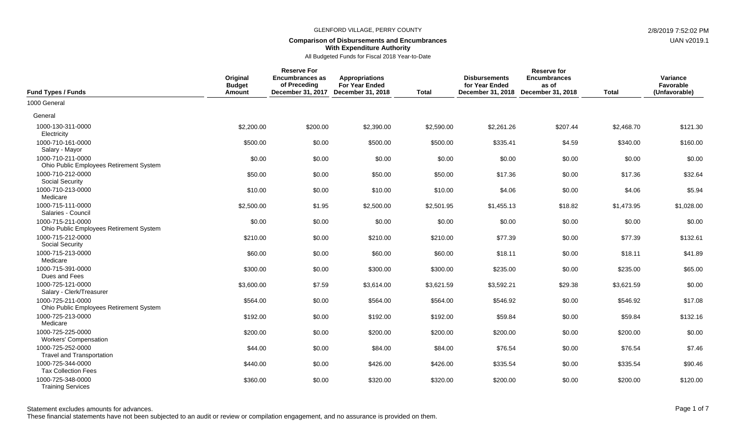GLENFORD VILLAGE, PERRY COUNTY

2/8/2019 7:52:02 PM

UAN v2019.1

**Comparison of Disbursements and Encumbrances With Expenditure Authority**

All Budgeted Funds for Fiscal 2018 Year-to-Date

| Fund Types / Funds | Original Budget Amount | Reserve For Encumbrances as of Preceding December 31, 2017 | Appropriations For Year Ended December 31, 2018 | Total | Disbursements for Year Ended December 31, 2018 | Reserve for Encumbrances as of December 31, 2018 | Total | Variance Favorable (Unfavorable) |
|---|---|---|---|---|---|---|---|---|
| 1000 General | | | | | | | | |
| General | | | | | | | | |
| 1000-130-311-0000 Electricity | $2,200.00 | $200.00 | $2,390.00 | $2,590.00 | $2,261.26 | $207.44 | $2,468.70 | $121.30 |
| 1000-710-161-0000 Salary - Mayor | $500.00 | $0.00 | $500.00 | $500.00 | $335.41 | $4.59 | $340.00 | $160.00 |
| 1000-710-211-0000 Ohio Public Employees Retirement System | $0.00 | $0.00 | $0.00 | $0.00 | $0.00 | $0.00 | $0.00 | $0.00 |
| 1000-710-212-0000 Social Security | $50.00 | $0.00 | $50.00 | $50.00 | $17.36 | $0.00 | $17.36 | $32.64 |
| 1000-710-213-0000 Medicare | $10.00 | $0.00 | $10.00 | $10.00 | $4.06 | $0.00 | $4.06 | $5.94 |
| 1000-715-111-0000 Salaries - Council | $2,500.00 | $1.95 | $2,500.00 | $2,501.95 | $1,455.13 | $18.82 | $1,473.95 | $1,028.00 |
| 1000-715-211-0000 Ohio Public Employees Retirement System | $0.00 | $0.00 | $0.00 | $0.00 | $0.00 | $0.00 | $0.00 | $0.00 |
| 1000-715-212-0000 Social Security | $210.00 | $0.00 | $210.00 | $210.00 | $77.39 | $0.00 | $77.39 | $132.61 |
| 1000-715-213-0000 Medicare | $60.00 | $0.00 | $60.00 | $60.00 | $18.11 | $0.00 | $18.11 | $41.89 |
| 1000-715-391-0000 Dues and Fees | $300.00 | $0.00 | $300.00 | $300.00 | $235.00 | $0.00 | $235.00 | $65.00 |
| 1000-725-121-0000 Salary - Clerk/Treasurer | $3,600.00 | $7.59 | $3,614.00 | $3,621.59 | $3,592.21 | $29.38 | $3,621.59 | $0.00 |
| 1000-725-211-0000 Ohio Public Employees Retirement System | $564.00 | $0.00 | $564.00 | $564.00 | $546.92 | $0.00 | $546.92 | $17.08 |
| 1000-725-213-0000 Medicare | $192.00 | $0.00 | $192.00 | $192.00 | $59.84 | $0.00 | $59.84 | $132.16 |
| 1000-725-225-0000 Workers' Compensation | $200.00 | $0.00 | $200.00 | $200.00 | $200.00 | $0.00 | $200.00 | $0.00 |
| 1000-725-252-0000 Travel and Transportation | $44.00 | $0.00 | $84.00 | $84.00 | $76.54 | $0.00 | $76.54 | $7.46 |
| 1000-725-344-0000 Tax Collection Fees | $440.00 | $0.00 | $426.00 | $426.00 | $335.54 | $0.00 | $335.54 | $90.46 |
| 1000-725-348-0000 Training Services | $360.00 | $0.00 | $320.00 | $320.00 | $200.00 | $0.00 | $200.00 | $120.00 |

Statement excludes amounts for advances.

These financial statements have not been subjected to an audit or review or compilation engagement, and no assurance is provided on them.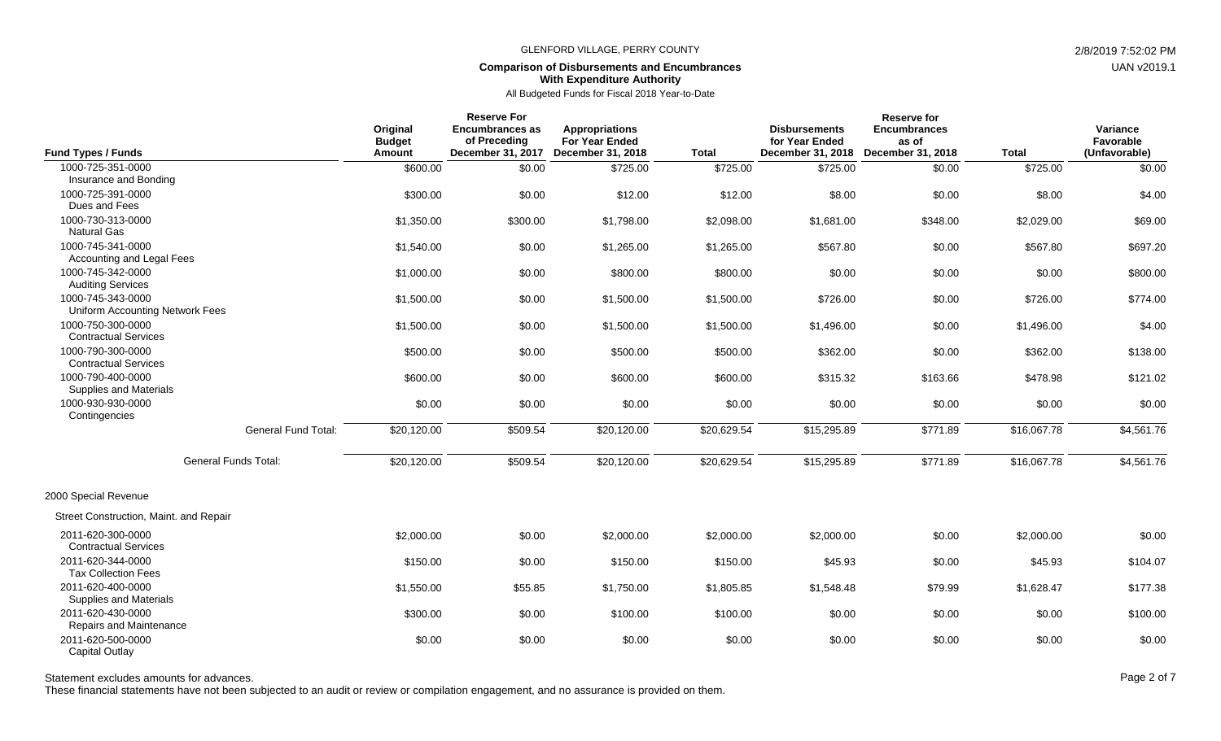GLENFORD VILLAGE, PERRY COUNTY

**Comparison of Disbursements and Encumbrances With Expenditure Authority**

All Budgeted Funds for Fiscal 2018 Year-to-Date

| Fund Types / Funds | Original Budget Amount | Reserve For Encumbrances as of Preceding December 31, 2017 | Appropriations For Year Ended December 31, 2018 | Total | Disbursements for Year Ended December 31, 2018 | Reserve for Encumbrances as of December 31, 2018 | Total | Variance Favorable (Unfavorable) |
|---|---|---|---|---|---|---|---|---|
| 1000-725-351-0000 Insurance and Bonding | $600.00 | $0.00 | $725.00 | $725.00 | $725.00 | $0.00 | $725.00 | $0.00 |
| 1000-725-391-0000 Dues and Fees | $300.00 | $0.00 | $12.00 | $12.00 | $8.00 | $0.00 | $8.00 | $4.00 |
| 1000-730-313-0000 Natural Gas | $1,350.00 | $300.00 | $1,798.00 | $2,098.00 | $1,681.00 | $348.00 | $2,029.00 | $69.00 |
| 1000-745-341-0000 Accounting and Legal Fees | $1,540.00 | $0.00 | $1,265.00 | $1,265.00 | $567.80 | $0.00 | $567.80 | $697.20 |
| 1000-745-342-0000 Auditing Services | $1,000.00 | $0.00 | $800.00 | $800.00 | $0.00 | $0.00 | $0.00 | $800.00 |
| 1000-745-343-0000 Uniform Accounting Network Fees | $1,500.00 | $0.00 | $1,500.00 | $1,500.00 | $726.00 | $0.00 | $726.00 | $774.00 |
| 1000-750-300-0000 Contractual Services | $1,500.00 | $0.00 | $1,500.00 | $1,500.00 | $1,496.00 | $0.00 | $1,496.00 | $4.00 |
| 1000-790-300-0000 Contractual Services | $500.00 | $0.00 | $500.00 | $500.00 | $362.00 | $0.00 | $362.00 | $138.00 |
| 1000-790-400-0000 Supplies and Materials | $600.00 | $0.00 | $600.00 | $600.00 | $315.32 | $163.66 | $478.98 | $121.02 |
| 1000-930-930-0000 Contingencies | $0.00 | $0.00 | $0.00 | $0.00 | $0.00 | $0.00 | $0.00 | $0.00 |
| General Fund Total: | $20,120.00 | $509.54 | $20,120.00 | $20,629.54 | $15,295.89 | $771.89 | $16,067.78 | $4,561.76 |
| General Funds Total: | $20,120.00 | $509.54 | $20,120.00 | $20,629.54 | $15,295.89 | $771.89 | $16,067.78 | $4,561.76 |
| 2000 Special Revenue | | | | | | | | |
| Street Construction, Maint. and Repair | | | | | | | | |
| 2011-620-300-0000 Contractual Services | $2,000.00 | $0.00 | $2,000.00 | $2,000.00 | $2,000.00 | $0.00 | $2,000.00 | $0.00 |
| 2011-620-344-0000 Tax Collection Fees | $150.00 | $0.00 | $150.00 | $150.00 | $45.93 | $0.00 | $45.93 | $104.07 |
| 2011-620-400-0000 Supplies and Materials | $1,550.00 | $55.85 | $1,750.00 | $1,805.85 | $1,548.48 | $79.99 | $1,628.47 | $177.38 |
| 2011-620-430-0000 Repairs and Maintenance | $300.00 | $0.00 | $100.00 | $100.00 | $0.00 | $0.00 | $0.00 | $100.00 |
| 2011-620-500-0000 Capital Outlay | $0.00 | $0.00 | $0.00 | $0.00 | $0.00 | $0.00 | $0.00 | $0.00 |

Statement excludes amounts for advances.

These financial statements have not been subjected to an audit or review or compilation engagement, and no assurance is provided on them.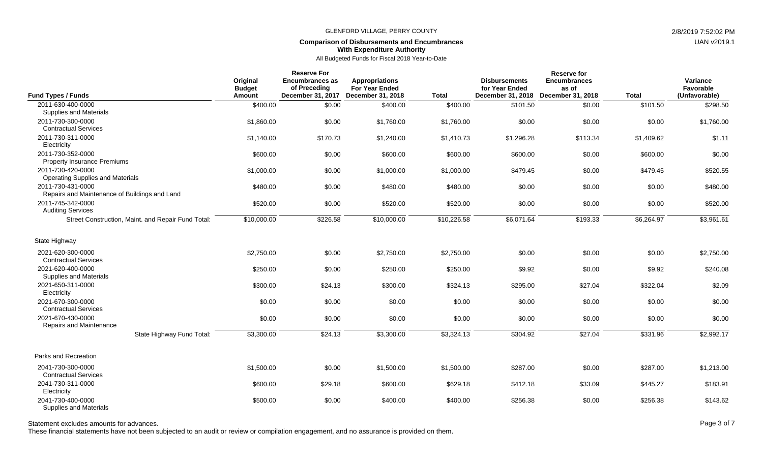GLENFORD VILLAGE, PERRY COUNTY

**Comparison of Disbursements and Encumbrances With Expenditure Authority**

All Budgeted Funds for Fiscal 2018 Year-to-Date

| Fund Types / Funds | Original Budget Amount | Reserve For Encumbrances as of Preceding December 31, 2017 | Appropriations For Year Ended December 31, 2018 | Total | Disbursements for Year Ended December 31, 2018 | Reserve for Encumbrances as of December 31, 2018 | Total | Variance Favorable (Unfavorable) |
|---|---|---|---|---|---|---|---|---|
| 2011-630-400-0000 Supplies and Materials | $400.00 | $0.00 | $400.00 | $400.00 | $101.50 | $0.00 | $101.50 | $298.50 |
| 2011-730-300-0000 Contractual Services | $1,860.00 | $0.00 | $1,760.00 | $1,760.00 | $0.00 | $0.00 | $0.00 | $1,760.00 |
| 2011-730-311-0000 Electricity | $1,140.00 | $170.73 | $1,240.00 | $1,410.73 | $1,296.28 | $113.34 | $1,409.62 | $1.11 |
| 2011-730-352-0000 Property Insurance Premiums | $600.00 | $0.00 | $600.00 | $600.00 | $600.00 | $0.00 | $600.00 | $0.00 |
| 2011-730-420-0000 Operating Supplies and Materials | $1,000.00 | $0.00 | $1,000.00 | $1,000.00 | $479.45 | $0.00 | $479.45 | $520.55 |
| 2011-730-431-0000 Repairs and Maintenance of Buildings and Land | $480.00 | $0.00 | $480.00 | $480.00 | $0.00 | $0.00 | $0.00 | $480.00 |
| 2011-745-342-0000 Auditing Services | $520.00 | $0.00 | $520.00 | $520.00 | $0.00 | $0.00 | $0.00 | $520.00 |
| Street Construction, Maint. and Repair Fund Total: | $10,000.00 | $226.58 | $10,000.00 | $10,226.58 | $6,071.64 | $193.33 | $6,264.97 | $3,961.61 |
| **State Highway** | | | | | | | | |
| 2021-620-300-0000 Contractual Services | $2,750.00 | $0.00 | $2,750.00 | $2,750.00 | $0.00 | $0.00 | $0.00 | $2,750.00 |
| 2021-620-400-0000 Supplies and Materials | $250.00 | $0.00 | $250.00 | $250.00 | $9.92 | $0.00 | $9.92 | $240.08 |
| 2021-650-311-0000 Electricity | $300.00 | $24.13 | $300.00 | $324.13 | $295.00 | $27.04 | $322.04 | $2.09 |
| 2021-670-300-0000 Contractual Services | $0.00 | $0.00 | $0.00 | $0.00 | $0.00 | $0.00 | $0.00 | $0.00 |
| 2021-670-430-0000 Repairs and Maintenance | $0.00 | $0.00 | $0.00 | $0.00 | $0.00 | $0.00 | $0.00 | $0.00 |
| State Highway Fund Total: | $3,300.00 | $24.13 | $3,300.00 | $3,324.13 | $304.92 | $27.04 | $331.96 | $2,992.17 |
| **Parks and Recreation** | | | | | | | | |
| 2041-730-300-0000 Contractual Services | $1,500.00 | $0.00 | $1,500.00 | $1,500.00 | $287.00 | $0.00 | $287.00 | $1,213.00 |
| 2041-730-311-0000 Electricity | $600.00 | $29.18 | $600.00 | $629.18 | $412.18 | $33.09 | $445.27 | $183.91 |
| 2041-730-400-0000 Supplies and Materials | $500.00 | $0.00 | $400.00 | $400.00 | $256.38 | $0.00 | $256.38 | $143.62 |

Statement excludes amounts for advances.

These financial statements have not been subjected to an audit or review or compilation engagement, and no assurance is provided on them.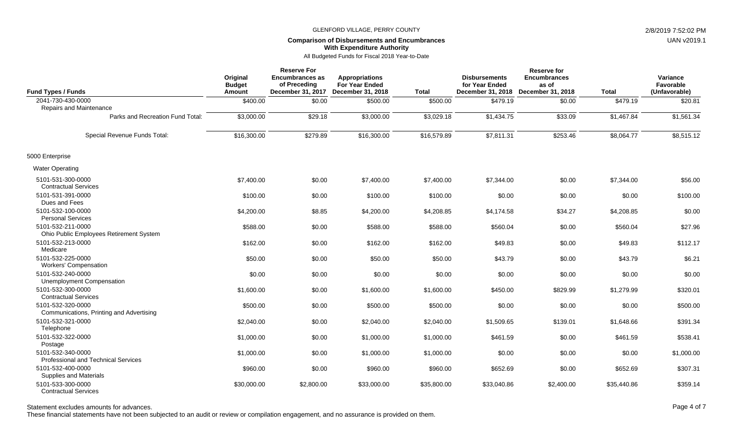GLENFORD VILLAGE, PERRY COUNTY

**Comparison of Disbursements and Encumbrances With Expenditure Authority**

All Budgeted Funds for Fiscal 2018 Year-to-Date

| Fund Types / Funds | Original Budget Amount | Reserve For Encumbrances as of Preceding December 31, 2017 | Appropriations For Year Ended December 31, 2018 | Total | Disbursements for Year Ended December 31, 2018 | Reserve for Encumbrances as of December 31, 2018 | Total | Variance Favorable (Unfavorable) |
|---|---|---|---|---|---|---|---|---|
| 2041-730-430-0000 Repairs and Maintenance | $400.00 | $0.00 | $500.00 | $500.00 | $479.19 | $0.00 | $479.19 | $20.81 |
| Parks and Recreation Fund Total: | $3,000.00 | $29.18 | $3,000.00 | $3,029.18 | $1,434.75 | $33.09 | $1,467.84 | $1,561.34 |
| Special Revenue Funds Total: | $16,300.00 | $279.89 | $16,300.00 | $16,579.89 | $7,811.31 | $253.46 | $8,064.77 | $8,515.12 |
| 5000 Enterprise | | | | | | | | |
| Water Operating | | | | | | | | |
| 5101-531-300-0000 Contractual Services | $7,400.00 | $0.00 | $7,400.00 | $7,400.00 | $7,344.00 | $0.00 | $7,344.00 | $56.00 |
| 5101-531-391-0000 Dues and Fees | $100.00 | $0.00 | $100.00 | $100.00 | $0.00 | $0.00 | $0.00 | $100.00 |
| 5101-532-100-0000 Personal Services | $4,200.00 | $8.85 | $4,200.00 | $4,208.85 | $4,174.58 | $34.27 | $4,208.85 | $0.00 |
| 5101-532-211-0000 Ohio Public Employees Retirement System | $588.00 | $0.00 | $588.00 | $588.00 | $560.04 | $0.00 | $560.04 | $27.96 |
| 5101-532-213-0000 Medicare | $162.00 | $0.00 | $162.00 | $162.00 | $49.83 | $0.00 | $49.83 | $112.17 |
| 5101-532-225-0000 Workers' Compensation | $50.00 | $0.00 | $50.00 | $50.00 | $43.79 | $0.00 | $43.79 | $6.21 |
| 5101-532-240-0000 Unemployment Compensation | $0.00 | $0.00 | $0.00 | $0.00 | $0.00 | $0.00 | $0.00 | $0.00 |
| 5101-532-300-0000 Contractual Services | $1,600.00 | $0.00 | $1,600.00 | $1,600.00 | $450.00 | $829.99 | $1,279.99 | $320.01 |
| 5101-532-320-0000 Communications, Printing and Advertising | $500.00 | $0.00 | $500.00 | $500.00 | $0.00 | $0.00 | $0.00 | $500.00 |
| 5101-532-321-0000 Telephone | $2,040.00 | $0.00 | $2,040.00 | $2,040.00 | $1,509.65 | $139.01 | $1,648.66 | $391.34 |
| 5101-532-322-0000 Postage | $1,000.00 | $0.00 | $1,000.00 | $1,000.00 | $461.59 | $0.00 | $461.59 | $538.41 |
| 5101-532-340-0000 Professional and Technical Services | $1,000.00 | $0.00 | $1,000.00 | $1,000.00 | $0.00 | $0.00 | $0.00 | $1,000.00 |
| 5101-532-400-0000 Supplies and Materials | $960.00 | $0.00 | $960.00 | $960.00 | $652.69 | $0.00 | $652.69 | $307.31 |
| 5101-533-300-0000 Contractual Services | $30,000.00 | $2,800.00 | $33,000.00 | $35,800.00 | $33,040.86 | $2,400.00 | $35,440.86 | $359.14 |

Statement excludes amounts for advances.

These financial statements have not been subjected to an audit or review or compilation engagement, and no assurance is provided on them.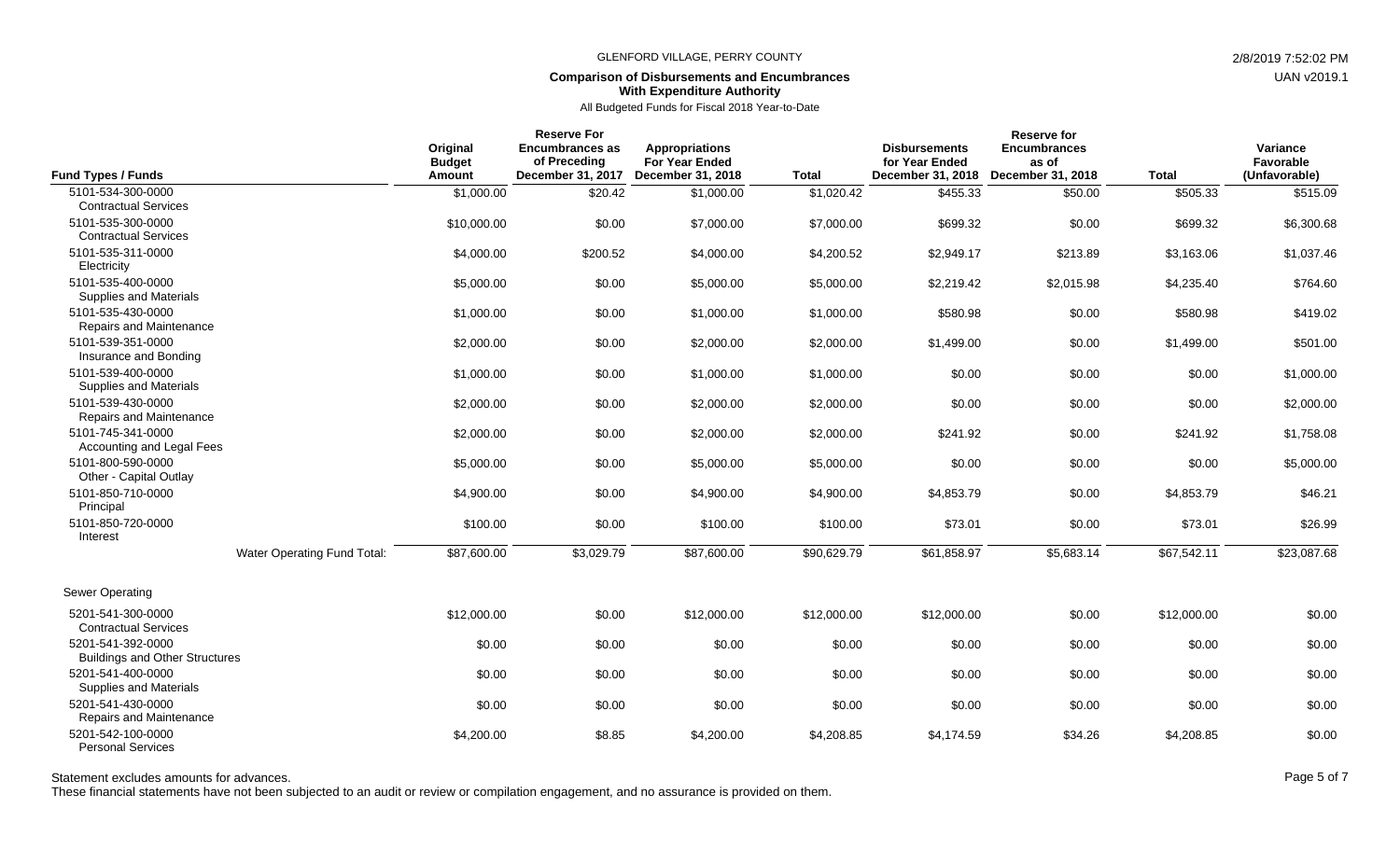GLENFORD VILLAGE, PERRY COUNTY

**Comparison of Disbursements and Encumbrances With Expenditure Authority**

All Budgeted Funds for Fiscal 2018 Year-to-Date

| Fund Types / Funds | Original Budget Amount | Reserve For Encumbrances as of Preceding December 31, 2017 | Appropriations For Year Ended December 31, 2018 | Total | Disbursements for Year Ended December 31, 2018 | Reserve for Encumbrances as of December 31, 2018 | Total | Variance Favorable (Unfavorable) |
|---|---|---|---|---|---|---|---|---|
| 5101-534-300-0000 Contractual Services | $1,000.00 | $20.42 | $1,000.00 | $1,020.42 | $455.33 | $50.00 | $505.33 | $515.09 |
| 5101-535-300-0000 Contractual Services | $10,000.00 | $0.00 | $7,000.00 | $7,000.00 | $699.32 | $0.00 | $699.32 | $6,300.68 |
| 5101-535-311-0000 Electricity | $4,000.00 | $200.52 | $4,000.00 | $4,200.52 | $2,949.17 | $213.89 | $3,163.06 | $1,037.46 |
| 5101-535-400-0000 Supplies and Materials | $5,000.00 | $0.00 | $5,000.00 | $5,000.00 | $2,219.42 | $2,015.98 | $4,235.40 | $764.60 |
| 5101-535-430-0000 Repairs and Maintenance | $1,000.00 | $0.00 | $1,000.00 | $1,000.00 | $580.98 | $0.00 | $580.98 | $419.02 |
| 5101-539-351-0000 Insurance and Bonding | $2,000.00 | $0.00 | $2,000.00 | $2,000.00 | $1,499.00 | $0.00 | $1,499.00 | $501.00 |
| 5101-539-400-0000 Supplies and Materials | $1,000.00 | $0.00 | $1,000.00 | $1,000.00 | $0.00 | $0.00 | $0.00 | $1,000.00 |
| 5101-539-430-0000 Repairs and Maintenance | $2,000.00 | $0.00 | $2,000.00 | $2,000.00 | $0.00 | $0.00 | $0.00 | $2,000.00 |
| 5101-745-341-0000 Accounting and Legal Fees | $2,000.00 | $0.00 | $2,000.00 | $2,000.00 | $241.92 | $0.00 | $241.92 | $1,758.08 |
| 5101-800-590-0000 Other - Capital Outlay | $5,000.00 | $0.00 | $5,000.00 | $5,000.00 | $0.00 | $0.00 | $0.00 | $5,000.00 |
| 5101-850-710-0000 Principal | $4,900.00 | $0.00 | $4,900.00 | $4,900.00 | $4,853.79 | $0.00 | $4,853.79 | $46.21 |
| 5101-850-720-0000 Interest | $100.00 | $0.00 | $100.00 | $100.00 | $73.01 | $0.00 | $73.01 | $26.99 |
| Water Operating Fund Total: | $87,600.00 | $3,029.79 | $87,600.00 | $90,629.79 | $61,858.97 | $5,683.14 | $67,542.11 | $23,087.68 |
| **Sewer Operating** | | | | | | | | |
| 5201-541-300-0000 Contractual Services | $12,000.00 | $0.00 | $12,000.00 | $12,000.00 | $12,000.00 | $0.00 | $12,000.00 | $0.00 |
| 5201-541-392-0000 Buildings and Other Structures | $0.00 | $0.00 | $0.00 | $0.00 | $0.00 | $0.00 | $0.00 | $0.00 |
| 5201-541-400-0000 Supplies and Materials | $0.00 | $0.00 | $0.00 | $0.00 | $0.00 | $0.00 | $0.00 | $0.00 |
| 5201-541-430-0000 Repairs and Maintenance | $0.00 | $0.00 | $0.00 | $0.00 | $0.00 | $0.00 | $0.00 | $0.00 |
| 5201-542-100-0000 Personal Services | $4,200.00 | $8.85 | $4,200.00 | $4,208.85 | $4,174.59 | $34.26 | $4,208.85 | $0.00 |

Statement excludes amounts for advances.

These financial statements have not been subjected to an audit or review or compilation engagement, and no assurance is provided on them.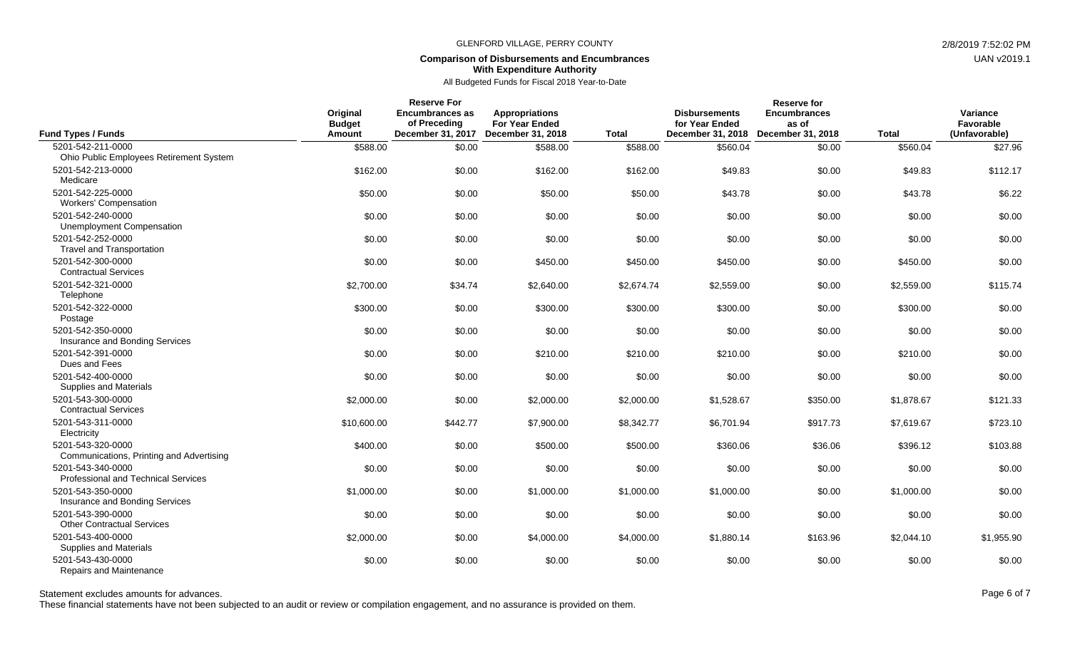GLENFORD VILLAGE, PERRY COUNTY

**Comparison of Disbursements and Encumbrances**
**With Expenditure Authority**

All Budgeted Funds for Fiscal 2018 Year-to-Date

| Fund Types / Funds | Original Budget Amount | Reserve For Encumbrances as of Preceding December 31, 2017 | Appropriations For Year Ended December 31, 2018 | Total | Disbursements for Year Ended December 31, 2018 | Reserve for Encumbrances as of December 31, 2018 | Total | Variance Favorable (Unfavorable) |
|---|---|---|---|---|---|---|---|---|
| 5201-542-211-0000 Ohio Public Employees Retirement System | $588.00 | $0.00 | $588.00 | $588.00 | $560.04 | $0.00 | $560.04 | $27.96 |
| 5201-542-213-0000 Medicare | $162.00 | $0.00 | $162.00 | $162.00 | $49.83 | $0.00 | $49.83 | $112.17 |
| 5201-542-225-0000 Workers' Compensation | $50.00 | $0.00 | $50.00 | $50.00 | $43.78 | $0.00 | $43.78 | $6.22 |
| 5201-542-240-0000 Unemployment Compensation | $0.00 | $0.00 | $0.00 | $0.00 | $0.00 | $0.00 | $0.00 | $0.00 |
| 5201-542-252-0000 Travel and Transportation | $0.00 | $0.00 | $0.00 | $0.00 | $0.00 | $0.00 | $0.00 | $0.00 |
| 5201-542-300-0000 Contractual Services | $0.00 | $0.00 | $450.00 | $450.00 | $450.00 | $0.00 | $450.00 | $0.00 |
| 5201-542-321-0000 Telephone | $2,700.00 | $34.74 | $2,640.00 | $2,674.74 | $2,559.00 | $0.00 | $2,559.00 | $115.74 |
| 5201-542-322-0000 Postage | $300.00 | $0.00 | $300.00 | $300.00 | $300.00 | $0.00 | $300.00 | $0.00 |
| 5201-542-350-0000 Insurance and Bonding Services | $0.00 | $0.00 | $0.00 | $0.00 | $0.00 | $0.00 | $0.00 | $0.00 |
| 5201-542-391-0000 Dues and Fees | $0.00 | $0.00 | $210.00 | $210.00 | $210.00 | $0.00 | $210.00 | $0.00 |
| 5201-542-400-0000 Supplies and Materials | $0.00 | $0.00 | $0.00 | $0.00 | $0.00 | $0.00 | $0.00 | $0.00 |
| 5201-543-300-0000 Contractual Services | $2,000.00 | $0.00 | $2,000.00 | $2,000.00 | $1,528.67 | $350.00 | $1,878.67 | $121.33 |
| 5201-543-311-0000 Electricity | $10,600.00 | $442.77 | $7,900.00 | $8,342.77 | $6,701.94 | $917.73 | $7,619.67 | $723.10 |
| 5201-543-320-0000 Communications, Printing and Advertising | $400.00 | $0.00 | $500.00 | $500.00 | $360.06 | $36.06 | $396.12 | $103.88 |
| 5201-543-340-0000 Professional and Technical Services | $0.00 | $0.00 | $0.00 | $0.00 | $0.00 | $0.00 | $0.00 | $0.00 |
| 5201-543-350-0000 Insurance and Bonding Services | $1,000.00 | $0.00 | $1,000.00 | $1,000.00 | $1,000.00 | $0.00 | $1,000.00 | $0.00 |
| 5201-543-390-0000 Other Contractual Services | $0.00 | $0.00 | $0.00 | $0.00 | $0.00 | $0.00 | $0.00 | $0.00 |
| 5201-543-400-0000 Supplies and Materials | $2,000.00 | $0.00 | $4,000.00 | $4,000.00 | $1,880.14 | $163.96 | $2,044.10 | $1,955.90 |
| 5201-543-430-0000 Repairs and Maintenance | $0.00 | $0.00 | $0.00 | $0.00 | $0.00 | $0.00 | $0.00 | $0.00 |

Statement excludes amounts for advances.

These financial statements have not been subjected to an audit or review or compilation engagement, and no assurance is provided on them.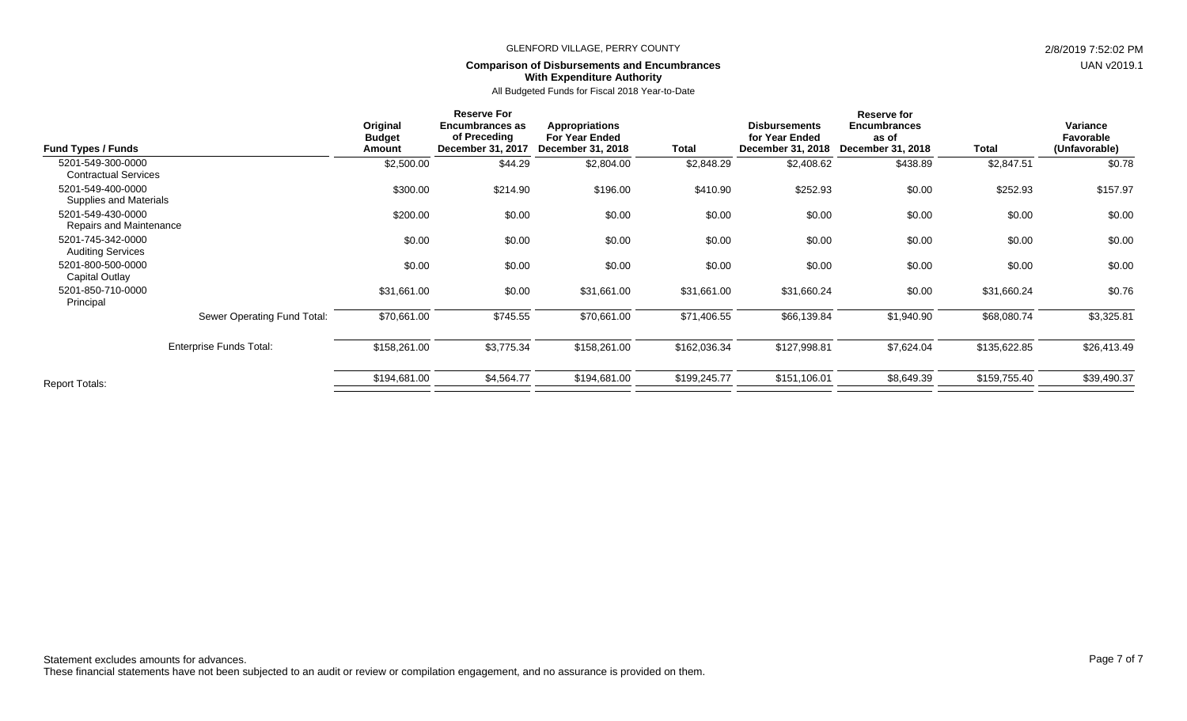GLENFORD VILLAGE, PERRY COUNTY

2/8/2019 7:52:02 PM

UAN v2019.1

**Comparison of Disbursements and Encumbrances**
**With Expenditure Authority**

All Budgeted Funds for Fiscal 2018 Year-to-Date

| Fund Types / Funds | Original Budget Amount | Reserve For Encumbrances as of Preceding December 31, 2017 | Appropriations For Year Ended December 31, 2018 | Total | Disbursements for Year Ended December 31, 2018 | Reserve for Encumbrances as of December 31, 2018 | Total | Variance Favorable (Unfavorable) |
|---|---|---|---|---|---|---|---|---|
| 5201-549-300-0000 Contractual Services | $2,500.00 | $44.29 | $2,804.00 | $2,848.29 | $2,408.62 | $438.89 | $2,847.51 | $0.78 |
| 5201-549-400-0000 Supplies and Materials | $300.00 | $214.90 | $196.00 | $410.90 | $252.93 | $0.00 | $252.93 | $157.97 |
| 5201-549-430-0000 Repairs and Maintenance | $200.00 | $0.00 | $0.00 | $0.00 | $0.00 | $0.00 | $0.00 | $0.00 |
| 5201-745-342-0000 Auditing Services | $0.00 | $0.00 | $0.00 | $0.00 | $0.00 | $0.00 | $0.00 | $0.00 |
| 5201-800-500-0000 Capital Outlay | $0.00 | $0.00 | $0.00 | $0.00 | $0.00 | $0.00 | $0.00 | $0.00 |
| 5201-850-710-0000 Principal | $31,661.00 | $0.00 | $31,661.00 | $31,661.00 | $31,660.24 | $0.00 | $31,660.24 | $0.76 |
| Sewer Operating Fund Total: | $70,661.00 | $745.55 | $70,661.00 | $71,406.55 | $66,139.84 | $1,940.90 | $68,080.74 | $3,325.81 |
| Enterprise Funds Total: | $158,261.00 | $3,775.34 | $158,261.00 | $162,036.34 | $127,998.81 | $7,624.04 | $135,622.85 | $26,413.49 |
| Report Totals: | $194,681.00 | $4,564.77 | $194,681.00 | $199,245.77 | $151,106.01 | $8,649.39 | $159,755.40 | $39,490.37 |

Statement excludes amounts for advances.
These financial statements have not been subjected to an audit or review or compilation engagement, and no assurance is provided on them.